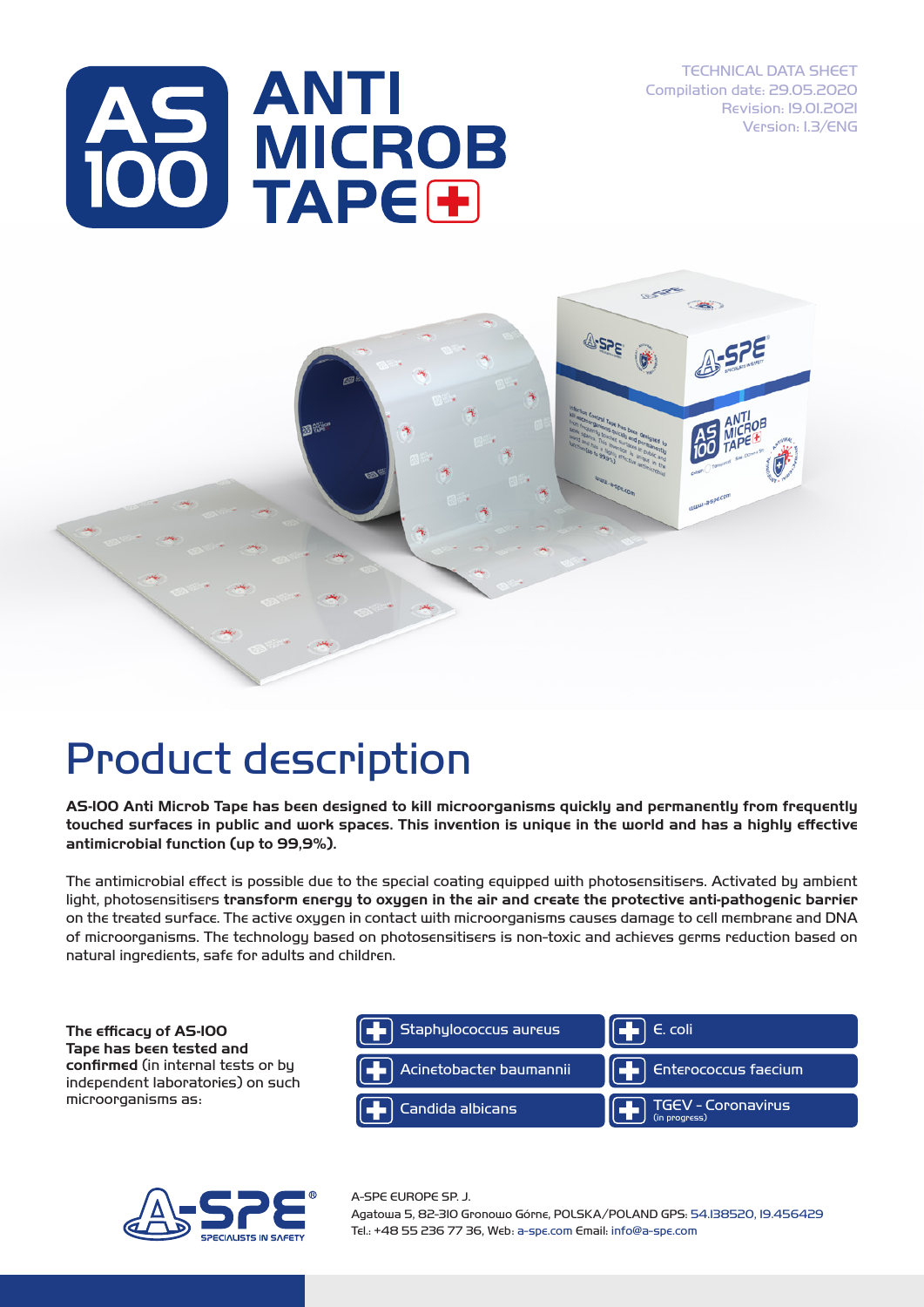# AS 100 ANTI MICROB TAPE

TECHNICAL DATA SHEET
Compilation date: 29.05.2020
Revision: 19.01.2021
Version: 1.3/ENG

## Product description

**AS-100 Anti Microb Tape has been designed to kill microorganisms quickly and permanently from frequently touched surfaces in public and work spaces. This invention is unique in the world and has a highly effective antimicrobial function (up to 99,9%).**

The antimicrobial effect is possible due to the special coating equipped with photosensitisers. Activated by ambient light, photosensitisers **transform energy to oxygen in the air and create the protective anti-pathogenic barrier** on the treated surface. The active oxygen in contact with microorganisms causes damage to cell membrane and DNA of microorganisms. The technology based on photosensitisers is non-toxic and achieves germs reduction based on natural ingredients, safe for adults and children.

**The efficacy of AS-100 Tape has been tested and confirmed** (in internal tests or by independent laboratories) on such microorganisms as:

- Staphylococcus aureus
- E. coli
- Acinetobacter baumannii
- Enterococcus faecium
- Candida albicans
- TGEV - Coronavirus (in progress)

A-SPE EUROPE SP. J.
Agatowa 5, 82-310 Gronowo Górne, POLSKA/POLAND GPS: 54.138520, 19.456429
Tel.: +48 55 236 77 36, Web: a-spe.com Email: info@a-spe.com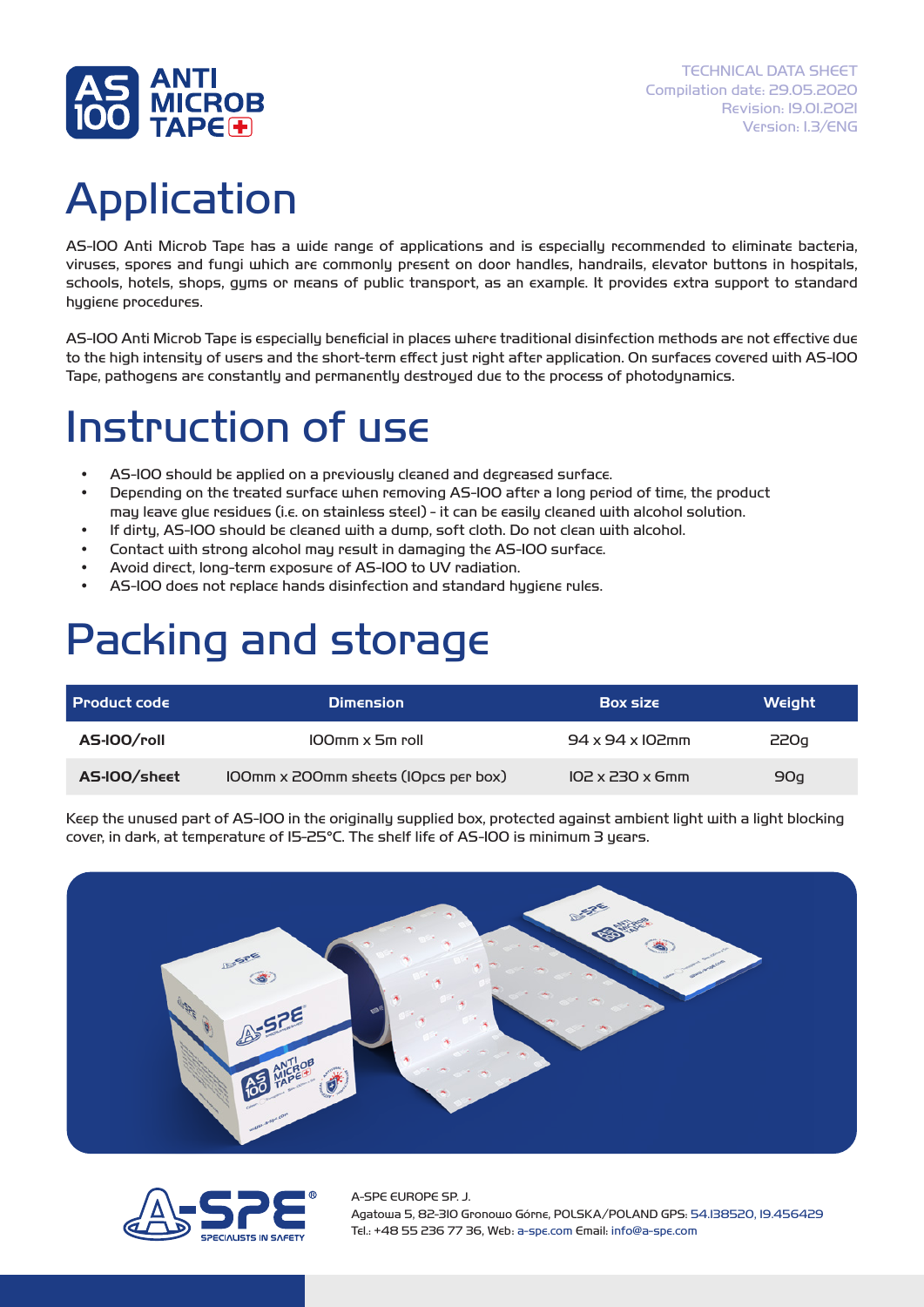# Application

AS-100 Anti Microb Tape has a wide range of applications and is especially recommended to eliminate bacteria, viruses, spores and fungi which are commonly present on door handles, handrails, elevator buttons in hospitals, schools, hotels, shops, gyms or means of public transport, as an example. It provides extra support to standard hygiene procedures.

AS-100 Anti Microb Tape is especially beneficial in places where traditional disinfection methods are not effective due to the high intensity of users and the short-term effect just right after application. On surfaces covered with AS-100 Tape, pathogens are constantly and permanently destroyed due to the process of photodynamics.

# Instruction of use

- AS-100 should be applied on a previously cleaned and degreased surface.
- Depending on the treated surface when removing AS-100 after a long period of time, the product may leave glue residues (i.e. on stainless steel) - it can be easily cleaned with alcohol solution.
- If dirty, AS-100 should be cleaned with a dump, soft cloth. Do not clean with alcohol.
- Contact with strong alcohol may result in damaging the AS-100 surface.
- Avoid direct, long-term exposure of AS-100 to UV radiation.
- AS-100 does not replace hands disinfection and standard hygiene rules.

# Packing and storage

| Product code | Dimension | Box size | Weight |
|---|---|---|---|
| **AS-100/roll** | 100mm x 5m roll | 94 x 94 x 102mm | 220g |
| **AS-100/sheet** | 100mm x 200mm sheets (10pcs per box) | 102 x 230 x 6mm | 90g |

Keep the unused part of AS-100 in the originally supplied box, protected against ambient light with a light blocking cover, in dark, at temperature of 15-25°C. The shelf life of AS-100 is minimum 3 years.

A-SPE EUROPE SP. J.
Agatowa 5, 82-310 Gronowo Górne, POLSKA/POLAND GPS: 54.138520, 19.456429
Tel.: +48 55 236 77 36, Web: a-spe.com Email: info@a-spe.com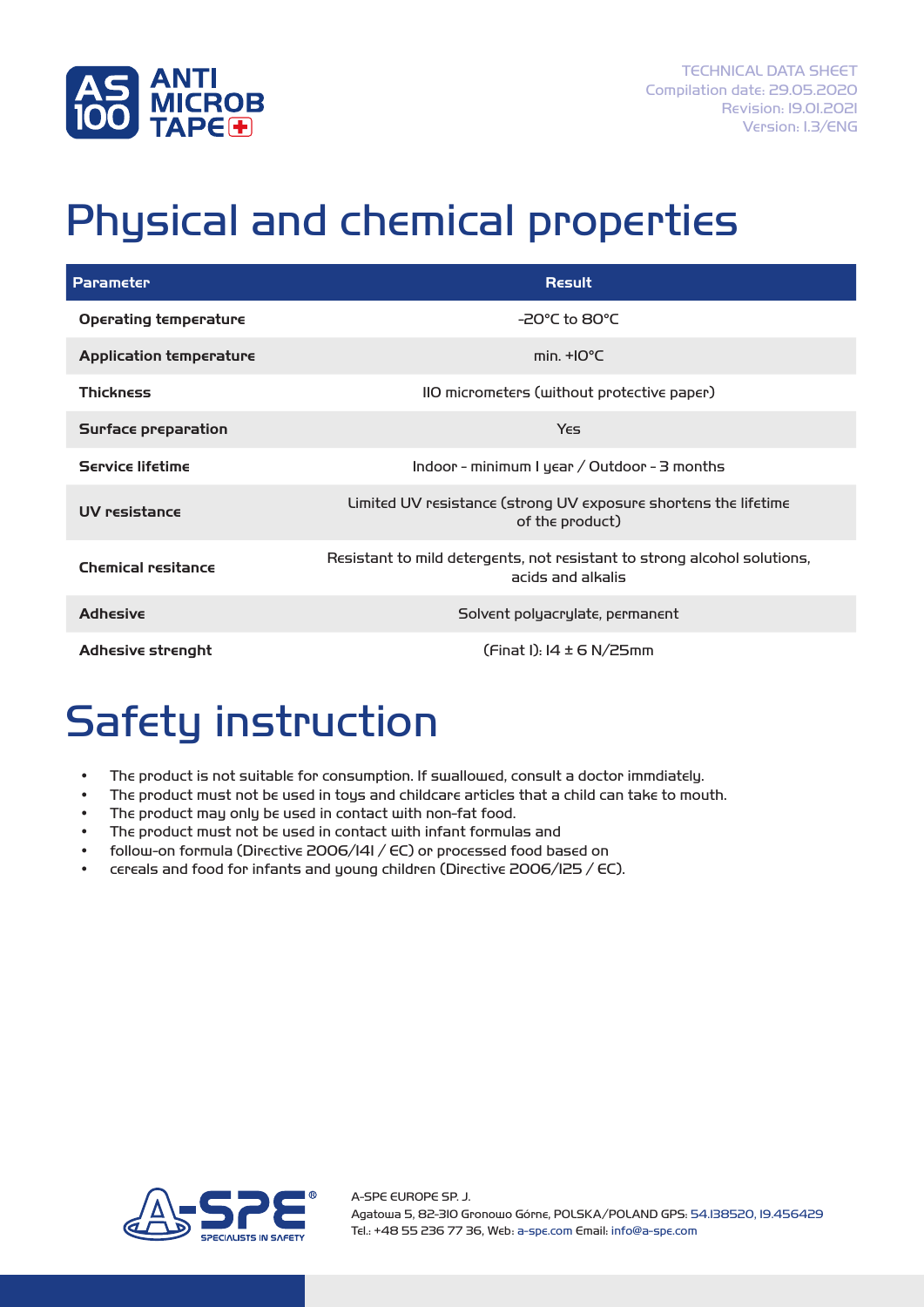# Physical and chemical properties

| Parameter | Result |
| --- | --- |
| **Operating temperature** | -20°C to 80°C |
| **Application temperature** | min. +10°C |
| **Thickness** | 110 micrometers (without protective paper) |
| **Surface preparation** | Yes |
| **Service lifetime** | Indoor - minimum 1 year / Outdoor - 3 months |
| **UV resistance** | Limited UV resistance (strong UV exposure shortens the lifetime of the product) |
| **Chemical resitance** | Resistant to mild detergents, not resistant to strong alcohol solutions, acids and alkalis |
| **Adhesive** | Solvent polyacrylate, permanent |
| **Adhesive strenght** | (Finat 1): 14 ± 6 N/25mm |

# Safety instruction

- The product is not suitable for consumption. If swallowed, consult a doctor immdiately.
- The product must not be used in toys and childcare articles that a child can take to mouth.
- The product may only be used in contact with non-fat food.
- The product must not be used in contact with infant formulas and
- follow-on formula (Directive 2006/141 / EC) or processed food based on
- cereals and food for infants and young children (Directive 2006/125 / EC).

A-SPE EUROPE SP. J.
Agatowa 5, 82-310 Gronowo Górne, POLSKA/POLAND GPS: 54.138520, 19.456429
Tel.: +48 55 236 77 36, Web: a-spe.com Email: info@a-spe.com